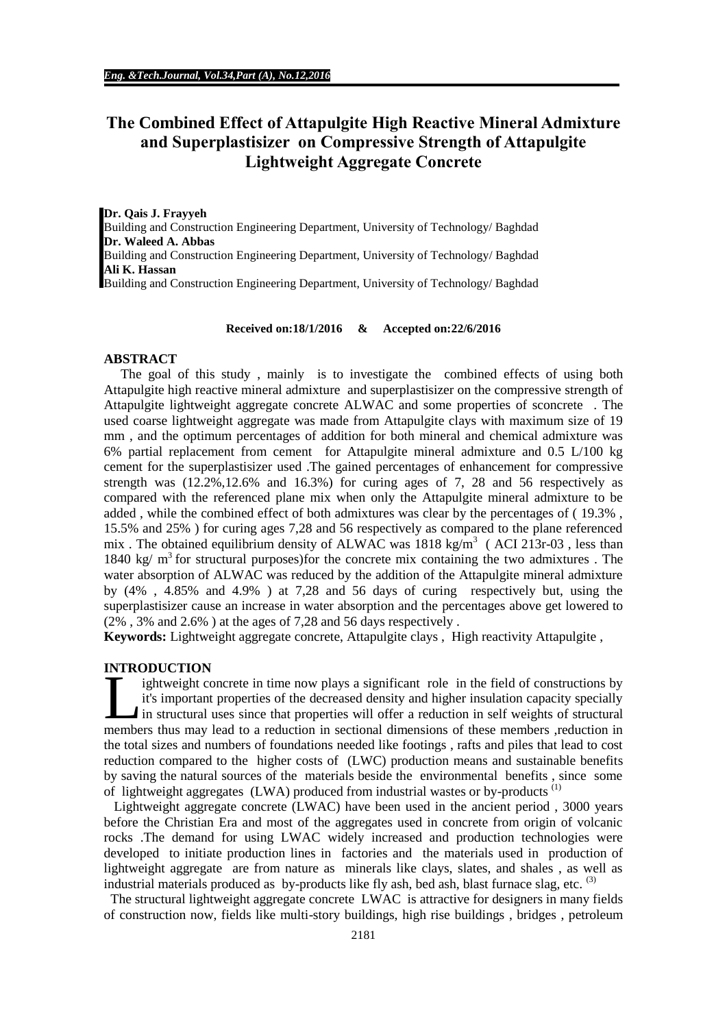# The Combined Effect of Attapulgite High Reactive Mineral Admixture and Superplastisizer on Compressive Strength of Attapulgite Lightweight Aggregate Concrete

**Dr. Qais J. Frayyeh**
Building and Construction Engineering Department, University of Technology/ Baghdad
**Dr. Waleed A. Abbas**
Building and Construction Engineering Department, University of Technology/ Baghdad
**Ali K. Hassan**
Building and Construction Engineering Department, University of Technology/ Baghdad

**Received on:18/1/2016 & Accepted on:22/6/2016**

## ABSTRACT

The goal of this study , mainly is to investigate the combined effects of using both Attapulgite high reactive mineral admixture and superplastisizer on the compressive strength of Attapulgite lightweight aggregate concrete ALWAC and some properties of sconcrete . The used coarse lightweight aggregate was made from Attapulgite clays with maximum size of 19 mm , and the optimum percentages of addition for both mineral and chemical admixture was 6% partial replacement from cement for Attapulgite mineral admixture and 0.5 L/100 kg cement for the superplastisizer used .The gained percentages of enhancement for compressive strength was (12.2%,12.6% and 16.3%) for curing ages of 7, 28 and 56 respectively as compared with the referenced plane mix when only the Attapulgite mineral admixture to be added , while the combined effect of both admixtures was clear by the percentages of ( 19.3% , 15.5% and 25% ) for curing ages 7,28 and 56 respectively as compared to the plane referenced mix . The obtained equilibrium density of ALWAC was 1818 kg/m$^3$ ( ACI 213r-03 , less than 1840 kg/ m$^3$ for structural purposes)for the concrete mix containing the two admixtures . The water absorption of ALWAC was reduced by the addition of the Attapulgite mineral admixture by (4% , 4.85% and 4.9% ) at 7,28 and 56 days of curing respectively but, using the superplastisizer cause an increase in water absorption and the percentages above get lowered to (2% , 3% and 2.6% ) at the ages of 7,28 and 56 days respectively .

**Keywords:** Lightweight aggregate concrete, Attapulgite clays , High reactivity Attapulgite ,

## INTRODUCTION

Lightweight concrete in time now plays a significant role in the field of constructions by it's important properties of the decreased density and higher insulation capacity specially in structural uses since that properties will offer a reduction in self weights of structural members thus may lead to a reduction in sectional dimensions of these members ,reduction in the total sizes and numbers of foundations needed like footings , rafts and piles that lead to cost reduction compared to the higher costs of (LWC) production means and sustainable benefits by saving the natural sources of the materials beside the environmental benefits , since some of lightweight aggregates (LWA) produced from industrial wastes or by-products [(1)]

Lightweight aggregate concrete (LWAC) have been used in the ancient period , 3000 years before the Christian Era and most of the aggregates used in concrete from origin of volcanic rocks .The demand for using LWAC widely increased and production technologies were developed to initiate production lines in factories and the materials used in production of lightweight aggregate are from nature as minerals like clays, slates, and shales , as well as industrial materials produced as by-products like fly ash, bed ash, blast furnace slag, etc. [(3)]

The structural lightweight aggregate concrete LWAC is attractive for designers in many fields of construction now, fields like multi-story buildings, high rise buildings , bridges , petroleum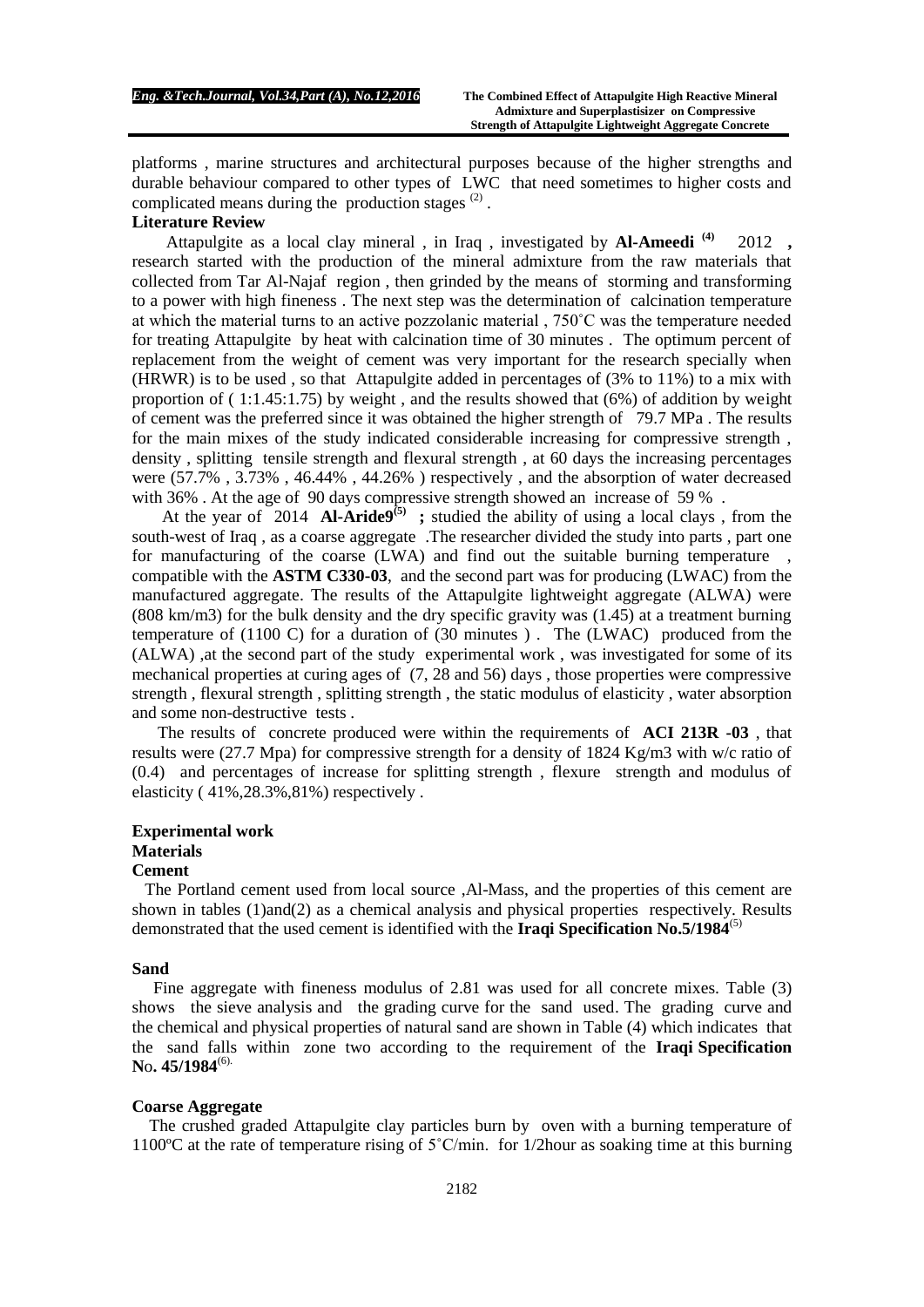platforms , marine structures and architectural purposes because of the higher strengths and durable behaviour compared to other types of LWC that need sometimes to higher costs and complicated means during the production stages [(2)] .

**Literature Review**

Attapulgite as a local clay mineral , in Iraq , investigated by **Al-Ameedi** [(4)] 2012 **,** research started with the production of the mineral admixture from the raw materials that collected from Tar Al-Najaf region , then grinded by the means of storming and transforming to a power with high fineness . The next step was the determination of calcination temperature at which the material turns to an active pozzolanic material , 750˚C was the temperature needed for treating Attapulgite by heat with calcination time of 30 minutes . The optimum percent of replacement from the weight of cement was very important for the research specially when (HRWR) is to be used , so that Attapulgite added in percentages of (3% to 11%) to a mix with proportion of ( 1:1.45:1.75) by weight , and the results showed that (6%) of addition by weight of cement was the preferred since it was obtained the higher strength of 79.7 MPa . The results for the main mixes of the study indicated considerable increasing for compressive strength , density , splitting tensile strength and flexural strength , at 60 days the increasing percentages were (57.7% , 3.73% , 46.44% , 44.26% ) respectively , and the absorption of water decreased with 36% . At the age of 90 days compressive strength showed an increase of 59 % .

At the year of 2014 **Al-Aride9**[(5)] **;** studied the ability of using a local clays , from the south-west of Iraq , as a coarse aggregate .The researcher divided the study into parts , part one for manufacturing of the coarse (LWA) and find out the suitable burning temperature , compatible with the **ASTM C330-03**, and the second part was for producing (LWAC) from the manufactured aggregate. The results of the Attapulgite lightweight aggregate (ALWA) were (808 km/m3) for the bulk density and the dry specific gravity was (1.45) at a treatment burning temperature of (1100 C) for a duration of (30 minutes ) . The (LWAC) produced from the (ALWA) ,at the second part of the study experimental work , was investigated for some of its mechanical properties at curing ages of (7, 28 and 56) days , those properties were compressive strength , flexural strength , splitting strength , the static modulus of elasticity , water absorption and some non-destructive tests .

The results of concrete produced were within the requirements of **ACI 213R -03** , that results were (27.7 Mpa) for compressive strength for a density of 1824 Kg/m3 with w/c ratio of (0.4) and percentages of increase for splitting strength , flexure strength and modulus of elasticity ( 41%,28.3%,81%) respectively .

## Experimental work

### Materials

#### Cement

The Portland cement used from local source ,Al-Mass, and the properties of this cement are shown in tables (1)and(2) as a chemical analysis and physical properties respectively. Results demonstrated that the used cement is identified with the **Iraqi Specification No.5/1984**[(5)]

#### Sand

Fine aggregate with fineness modulus of 2.81 was used for all concrete mixes. Table (3) shows the sieve analysis and the grading curve for the sand used. The grading curve and the chemical and physical properties of natural sand are shown in Table (4) which indicates that the sand falls within zone two according to the requirement of the **Iraqi Specification No. 45/1984**[(6).]

#### Coarse Aggregate

The crushed graded Attapulgite clay particles burn by oven with a burning temperature of 1100ºC at the rate of temperature rising of 5˚C/min. for 1/2hour as soaking time at this burning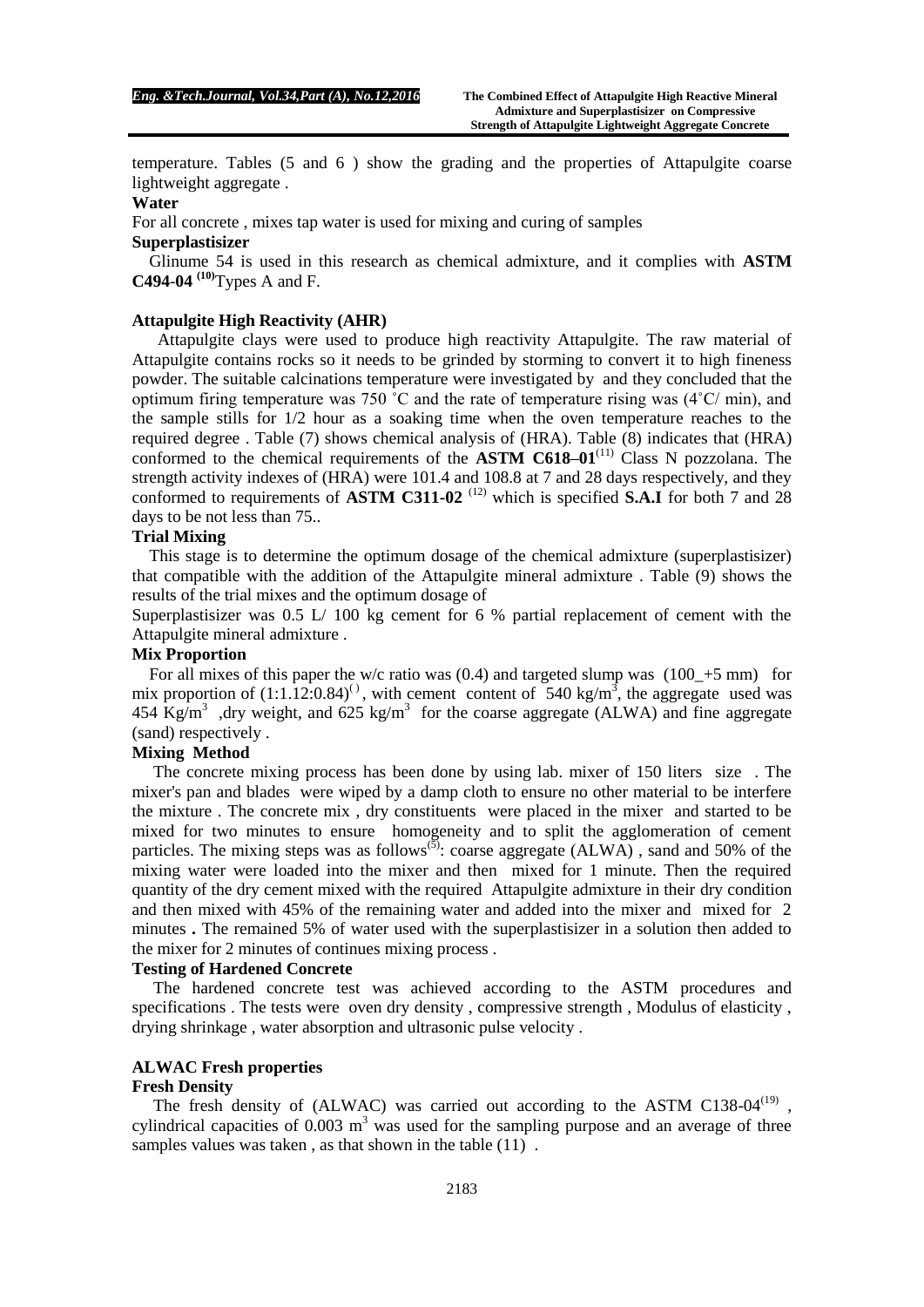temperature. Tables (5 and 6 ) show the grading and the properties of Attapulgite coarse lightweight aggregate .

**Water**

For all concrete , mixes tap water is used for mixing and curing of samples

**Superplastisizer**

Glinume 54 is used in this research as chemical admixture, and it complies with **ASTM C494-04** [(10)]Types A and F.

**Attapulgite High Reactivity (AHR)**

Attapulgite clays were used to produce high reactivity Attapulgite. The raw material of Attapulgite contains rocks so it needs to be grinded by storming to convert it to high fineness powder. The suitable calcinations temperature were investigated by and they concluded that the optimum firing temperature was 750 ˚C and the rate of temperature rising was (4˚C/ min), and the sample stills for 1/2 hour as a soaking time when the oven temperature reaches to the required degree . Table (7) shows chemical analysis of (HRA). Table (8) indicates that (HRA) conformed to the chemical requirements of the **ASTM C618–01**[(11)] Class N pozzolana. The strength activity indexes of (HRA) were 101.4 and 108.8 at 7 and 28 days respectively, and they conformed to requirements of **ASTM C311-02** [(12)] which is specified **S.A.I** for both 7 and 28 days to be not less than 75..

**Trial Mixing**

This stage is to determine the optimum dosage of the chemical admixture (superplastisizer) that compatible with the addition of the Attapulgite mineral admixture . Table (9) shows the results of the trial mixes and the optimum dosage of

Superplastisizer was 0.5 L/ 100 kg cement for 6 % partial replacement of cement with the Attapulgite mineral admixture .

**Mix Proportion**

For all mixes of this paper the w/c ratio was (0.4) and targeted slump was (100_+5 mm) for mix proportion of (1:1.12:0.84)[()] , with cement content of 540 kg/$m^3$, the aggregate used was 454 Kg/$m^3$ ,dry weight, and 625 kg/$m^3$ for the coarse aggregate (ALWA) and fine aggregate (sand) respectively .

**Mixing Method**

The concrete mixing process has been done by using lab. mixer of 150 liters size . The mixer's pan and blades were wiped by a damp cloth to ensure no other material to be interfere the mixture . The concrete mix , dry constituents were placed in the mixer and started to be mixed for two minutes to ensure homogeneity and to split the agglomeration of cement particles. The mixing steps was as follows[(5)]: coarse aggregate (ALWA) , sand and 50% of the mixing water were loaded into the mixer and then mixed for 1 minute. Then the required quantity of the dry cement mixed with the required Attapulgite admixture in their dry condition and then mixed with 45% of the remaining water and added into the mixer and mixed for 2 minutes **.** The remained 5% of water used with the superplastisizer in a solution then added to the mixer for 2 minutes of continues mixing process .

**Testing of Hardened Concrete**

The hardened concrete test was achieved according to the ASTM procedures and specifications . The tests were oven dry density , compressive strength , Modulus of elasticity , drying shrinkage , water absorption and ultrasonic pulse velocity .

**ALWAC Fresh properties**

**Fresh Density**

The fresh density of (ALWAC) was carried out according to the ASTM C138-04[(19)] , cylindrical capacities of 0.003 $m^3$ was used for the sampling purpose and an average of three samples values was taken , as that shown in the table (11) .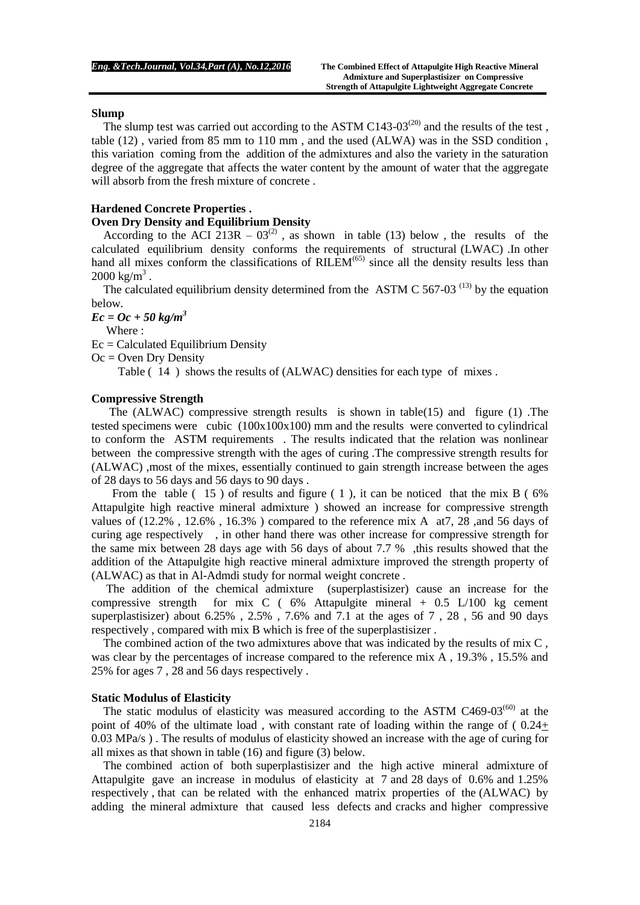## Slump

The slump test was carried out according to the ASTM C143-03[20] and the results of the test , table (12) , varied from 85 mm to 110 mm , and the used (ALWA) was in the SSD condition , this variation coming from the addition of the admixtures and also the variety in the saturation degree of the aggregate that affects the water content by the amount of water that the aggregate will absorb from the fresh mixture of concrete .

## Hardened Concrete Properties .

### Oven Dry Density and Equilibrium Density

According to the ACI 213R – 03[2] , as shown in table (13) below , the results of the calculated equilibrium density conforms the requirements of structural (LWAC) .In other hand all mixes conform the classifications of RILEM[65] since all the density results less than 2000 $kg/m^3$ .

The calculated equilibrium density determined from the ASTM C 567-03 [13] by the equation below.

$$Ec = Oc + 50\ kg/m^3$$

Where :

Ec = Calculated Equilibrium Density

Oc = Oven Dry Density

Table ( 14 ) shows the results of (ALWAC) densities for each type of mixes .

### Compressive Strength

The (ALWAC) compressive strength results is shown in table(15) and figure (1) .The tested specimens were cubic (100x100x100) mm and the results were converted to cylindrical to conform the ASTM requirements . The results indicated that the relation was nonlinear between the compressive strength with the ages of curing .The compressive strength results for (ALWAC) ,most of the mixes, essentially continued to gain strength increase between the ages of 28 days to 56 days and 56 days to 90 days .

From the table ( 15 ) of results and figure ( 1 ), it can be noticed that the mix B ( 6% Attapulgite high reactive mineral admixture ) showed an increase for compressive strength values of (12.2% , 12.6% , 16.3% ) compared to the reference mix A at7, 28 ,and 56 days of curing age respectively , in other hand there was other increase for compressive strength for the same mix between 28 days age with 56 days of about 7.7 % ,this results showed that the addition of the Attapulgite high reactive mineral admixture improved the strength property of (ALWAC) as that in Al-Admdi study for normal weight concrete .

The addition of the chemical admixture (superplastisizer) cause an increase for the compressive strength for mix C ( 6% Attapulgite mineral + 0.5 L/100 kg cement superplastisizer) about 6.25% , 2.5% , 7.6% and 7.1 at the ages of 7 , 28 , 56 and 90 days respectively , compared with mix B which is free of the superplastisizer .

The combined action of the two admixtures above that was indicated by the results of mix C , was clear by the percentages of increase compared to the reference mix A , 19.3% , 15.5% and 25% for ages 7 , 28 and 56 days respectively .

### Static Modulus of Elasticity

The static modulus of elasticity was measured according to the ASTM C469-03[60] at the point of 40% of the ultimate load , with constant rate of loading within the range of ( 0.24± 0.03 MPa/s ) . The results of modulus of elasticity showed an increase with the age of curing for all mixes as that shown in table (16) and figure (3) below.

The combined action of both superplastisizer and the high active mineral admixture of Attapulgite gave an increase in modulus of elasticity at 7 and 28 days of 0.6% and 1.25% respectively , that can be related with the enhanced matrix properties of the (ALWAC) by adding the mineral admixture that caused less defects and cracks and higher compressive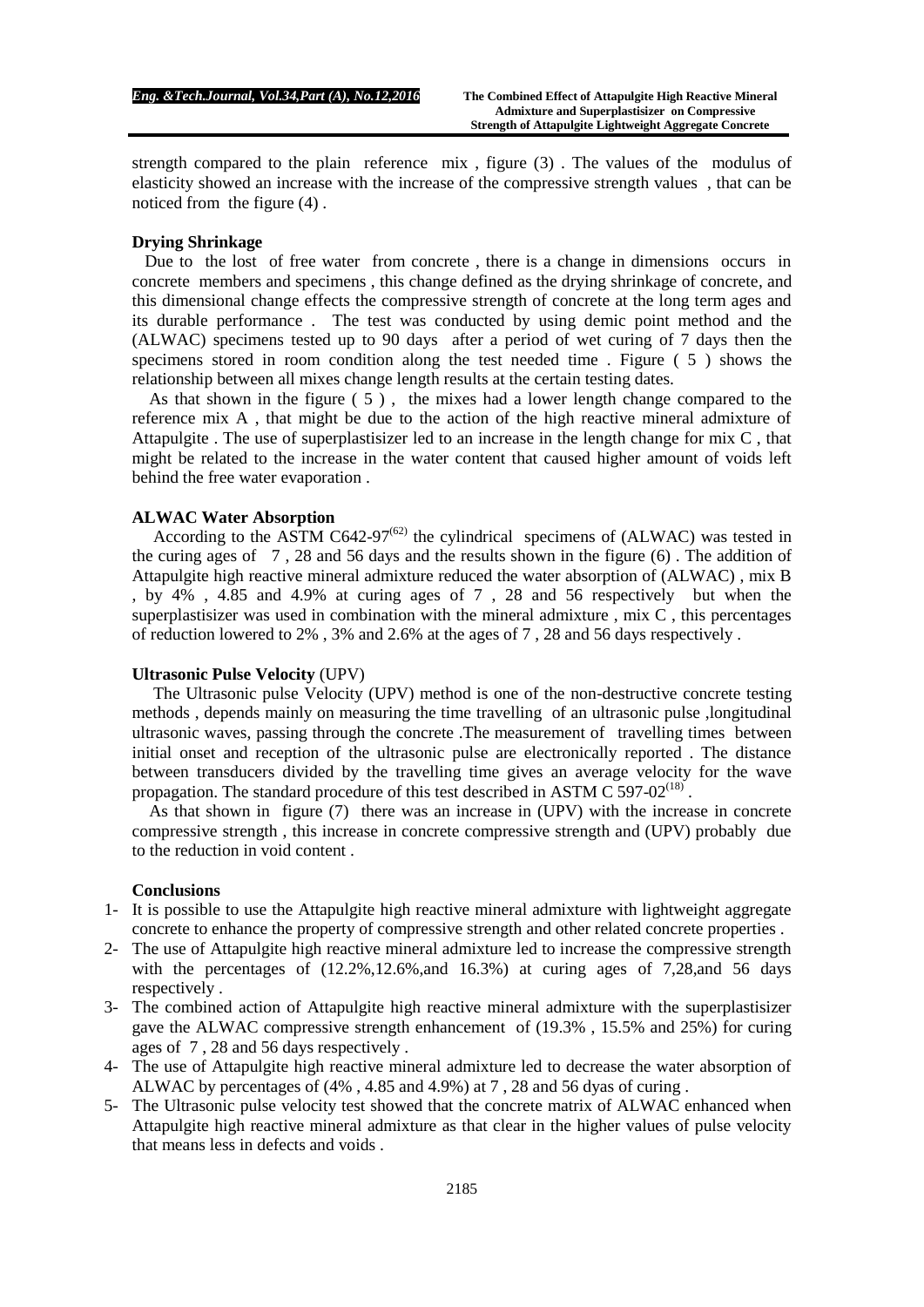strength compared to the plain reference mix , figure (3) . The values of the modulus of elasticity showed an increase with the increase of the compressive strength values , that can be noticed from the figure (4) .

**Drying Shrinkage**

Due to the lost of free water from concrete , there is a change in dimensions occurs in concrete members and specimens , this change defined as the drying shrinkage of concrete, and this dimensional change effects the compressive strength of concrete at the long term ages and its durable performance . The test was conducted by using demic point method and the (ALWAC) specimens tested up to 90 days after a period of wet curing of 7 days then the specimens stored in room condition along the test needed time . Figure ( 5 ) shows the relationship between all mixes change length results at the certain testing dates.

As that shown in the figure ( 5 ) , the mixes had a lower length change compared to the reference mix A , that might be due to the action of the high reactive mineral admixture of Attapulgite . The use of superplastisizer led to an increase in the length change for mix C , that might be related to the increase in the water content that caused higher amount of voids left behind the free water evaporation .

**ALWAC Water Absorption**

According to the ASTM C642-97[62] the cylindrical specimens of (ALWAC) was tested in the curing ages of 7 , 28 and 56 days and the results shown in the figure (6) . The addition of Attapulgite high reactive mineral admixture reduced the water absorption of (ALWAC) , mix B , by 4% , 4.85 and 4.9% at curing ages of 7 , 28 and 56 respectively but when the superplastisizer was used in combination with the mineral admixture , mix C , this percentages of reduction lowered to 2% , 3% and 2.6% at the ages of 7 , 28 and 56 days respectively .

**Ultrasonic Pulse Velocity** (UPV)

The Ultrasonic pulse Velocity (UPV) method is one of the non-destructive concrete testing methods , depends mainly on measuring the time travelling of an ultrasonic pulse ,longitudinal ultrasonic waves, passing through the concrete .The measurement of travelling times between initial onset and reception of the ultrasonic pulse are electronically reported . The distance between transducers divided by the travelling time gives an average velocity for the wave propagation. The standard procedure of this test described in ASTM C 597-02[18] .

As that shown in figure (7) there was an increase in (UPV) with the increase in concrete compressive strength , this increase in concrete compressive strength and (UPV) probably due to the reduction in void content .

**Conclusions**

1- It is possible to use the Attapulgite high reactive mineral admixture with lightweight aggregate concrete to enhance the property of compressive strength and other related concrete properties .
2- The use of Attapulgite high reactive mineral admixture led to increase the compressive strength with the percentages of (12.2%,12.6%,and 16.3%) at curing ages of 7,28,and 56 days respectively .
3- The combined action of Attapulgite high reactive mineral admixture with the superplastisizer gave the ALWAC compressive strength enhancement of (19.3% , 15.5% and 25%) for curing ages of 7 , 28 and 56 days respectively .
4- The use of Attapulgite high reactive mineral admixture led to decrease the water absorption of ALWAC by percentages of (4% , 4.85 and 4.9%) at 7 , 28 and 56 dyas of curing .
5- The Ultrasonic pulse velocity test showed that the concrete matrix of ALWAC enhanced when Attapulgite high reactive mineral admixture as that clear in the higher values of pulse velocity that means less in defects and voids .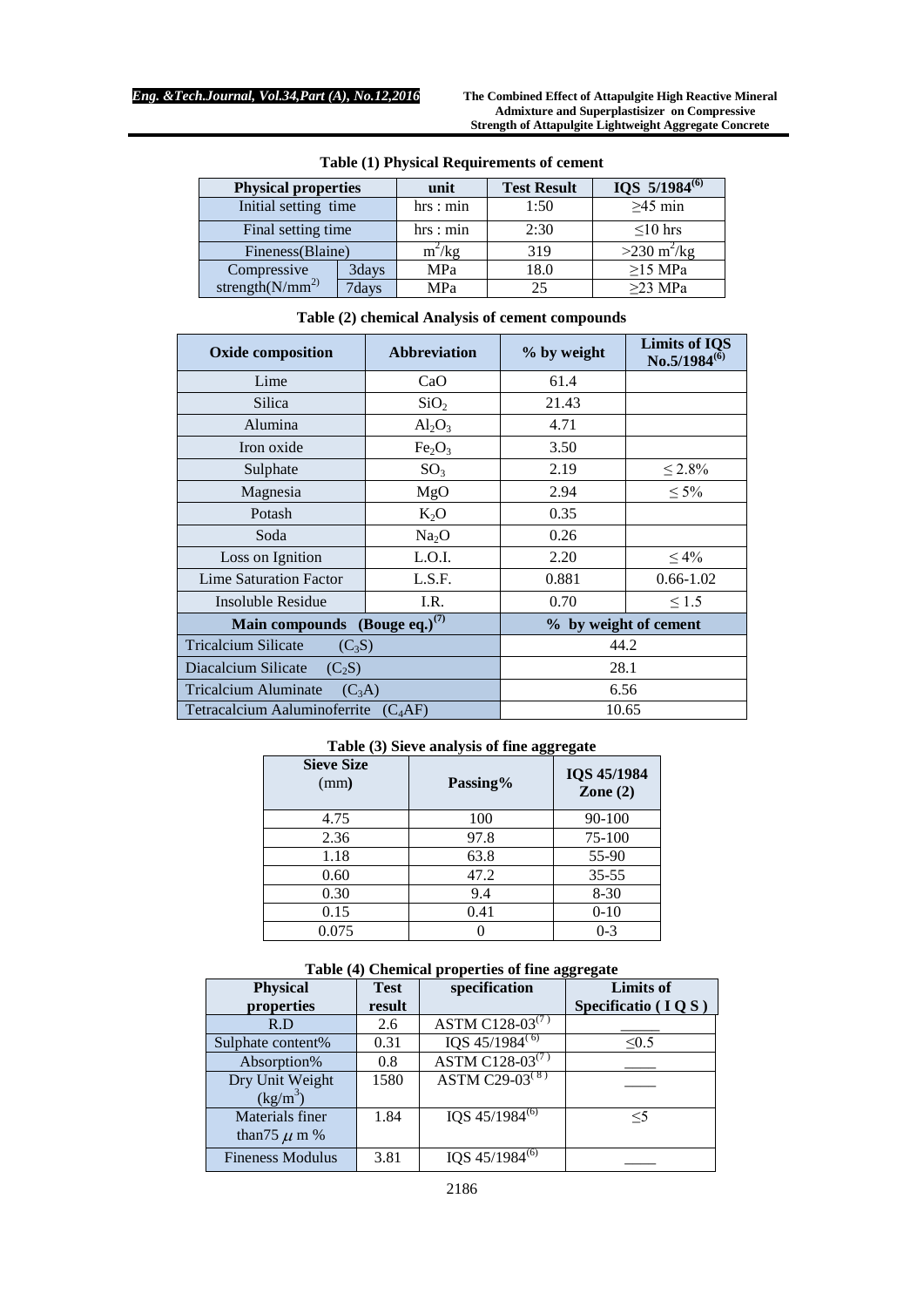**Table (1) Physical Requirements of cement**

| Physical properties | | unit | Test Result | IQS 5/1984[(6)] |
|---|---|---|---|---|
| Initial setting time | | hrs : min | 1:50 | ≥45 min |
| Final setting time | | hrs : min | 2:30 | ≤10 hrs |
| Fineness(Blaine) | | $m^2/kg$ | 319 | >230 $m^2/kg$ |
| Compressive strength($N/mm^2$) | 3days | MPa | 18.0 | ≥15 MPa |
| | 7days | MPa | 25 | ≥23 MPa |

**Table (2) chemical Analysis of cement compounds**

| Oxide composition | Abbreviation | % by weight | Limits of IQS No.5/1984[(6)] |
|---|---|---|---|
| Lime | CaO | 61.4 | |
| Silica | $SiO_2$ | 21.43 | |
| Alumina | $Al_2O_3$ | 4.71 | |
| Iron oxide | $Fe_2O_3$ | 3.50 | |
| Sulphate | $SO_3$ | 2.19 | ≤ 2.8% |
| Magnesia | MgO | 2.94 | ≤ 5% |
| Potash | $K_2O$ | 0.35 | |
| Soda | $Na_2O$ | 0.26 | |
| Loss on Ignition | L.O.I. | 2.20 | ≤ 4% |
| Lime Saturation Factor | L.S.F. | 0.881 | 0.66-1.02 |
| Insoluble Residue | I.R. | 0.70 | ≤ 1.5 |
| **Main compounds (Bouge eq.)[(7)]** | | **% by weight of cement** | |
| Tricalcium Silicate ($C_3S$) | | 44.2 | |
| Diacalcium Silicate ($C_2S$) | | 28.1 | |
| Tricalcium Aluminate ($C_3A$) | | 6.56 | |
| Tetracalcium Aaluminoferrite ($C_4AF$) | | 10.65 | |

**Table (3) Sieve analysis of fine aggregate**

| Sieve Size (mm) | Passing% | IQS 45/1984 Zone (2) |
|---|---|---|
| 4.75 | 100 | 90-100 |
| 2.36 | 97.8 | 75-100 |
| 1.18 | 63.8 | 55-90 |
| 0.60 | 47.2 | 35-55 |
| 0.30 | 9.4 | 8-30 |
| 0.15 | 0.41 | 0-10 |
| 0.075 | 0 | 0-3 |

**Table (4) Chemical properties of fine aggregate**

| Physical properties | Test result | specification | Limits of Specificatio ( I Q S ) |
|---|---|---|---|
| R.D | 2.6 | ASTM C128-03[(7)] | _____ |
| Sulphate content% | 0.31 | IQS 45/1984[(6)] | ≤0.5 |
| Absorption% | 0.8 | ASTM C128-03[(7)] | ____ |
| Dry Unit Weight ($kg/m^3$) | 1580 | ASTM C29-03[(8)] | ____ |
| Materials finer than75 $\mu$ m % | 1.84 | IQS 45/1984[(6)] | ≤5 |
| Fineness Modulus | 3.81 | IQS 45/1984[(6)] | ____ |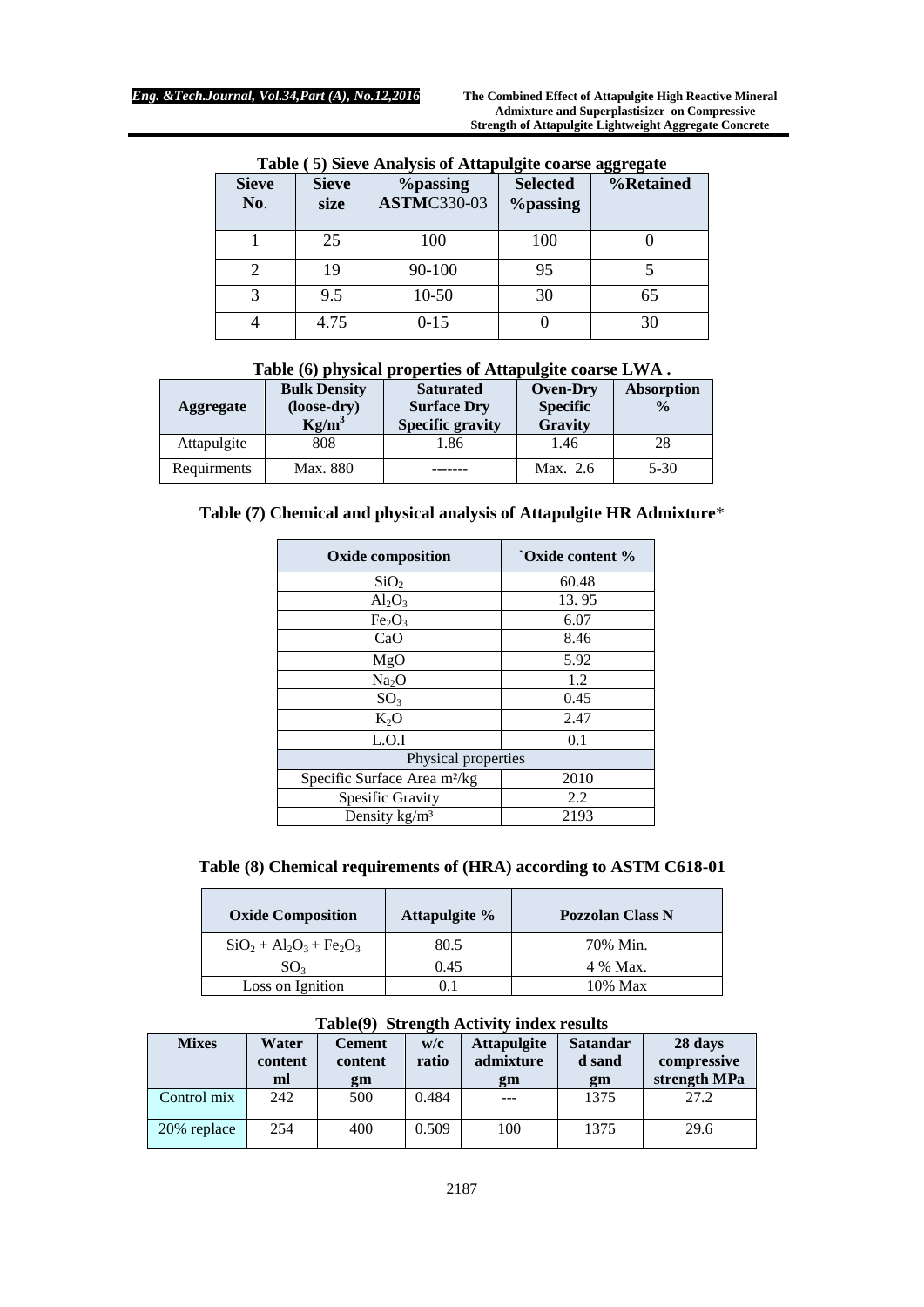**Table ( 5) Sieve Analysis of Attapulgite coarse aggregate**

| Sieve No. | Sieve size | %passing ASTMC330-03 | Selected %passing | %Retained |
|---|---|---|---|---|
| 1 | 25 | 100 | 100 | 0 |
| 2 | 19 | 90-100 | 95 | 5 |
| 3 | 9.5 | 10-50 | 30 | 65 |
| 4 | 4.75 | 0-15 | 0 | 30 |

**Table (6) physical properties of Attapulgite coarse LWA .**

| Aggregate | Bulk Density (loose-dry) $Kg/m^3$ | Saturated Surface Dry Specific gravity | Oven-Dry Specific Gravity | Absorption % |
|---|---|---|---|---|
| Attapulgite | 808 | 1.86 | 1.46 | 28 |
| Requirments | Max. 880 | ------- | Max. 2.6 | 5-30 |

**Table (7) Chemical and physical analysis of Attapulgite HR Admixture***

| Oxide composition | `Oxide content % |
|---|---|
| $SiO_2$ | 60.48 |
| $Al_2O_3$ | 13. 95 |
| $Fe_2O_3$ | 6.07 |
| CaO | 8.46 |
| MgO | 5.92 |
| $Na_2O$ | 1.2 |
| $SO_3$ | 0.45 |
| $K_2O$ | 2.47 |
| L.O.I | 0.1 |
| Physical properties | |
| Specific Surface Area m²/kg | 2010 |
| Spesific Gravity | 2.2 |
| Density kg/m³ | 2193 |

**Table (8) Chemical requirements of (HRA) according to ASTM C618-01**

| Oxide Composition | Attapulgite % | Pozzolan Class N |
|---|---|---|
| $SiO_2 + Al_2O_3 + Fe_2O_3$ | 80.5 | 70% Min. |
| $SO_3$ | 0.45 | 4 % Max. |
| Loss on Ignition | 0.1 | 10% Max |

**Table(9) Strength Activity index results**

| Mixes | Water content ml | Cement content gm | w/c ratio | Attapulgite admixture gm | Satandard sand gm | 28 days compressive strength MPa |
|---|---|---|---|---|---|---|
| Control mix | 242 | 500 | 0.484 | --- | 1375 | 27.2 |
| 20% replace | 254 | 400 | 0.509 | 100 | 1375 | 29.6 |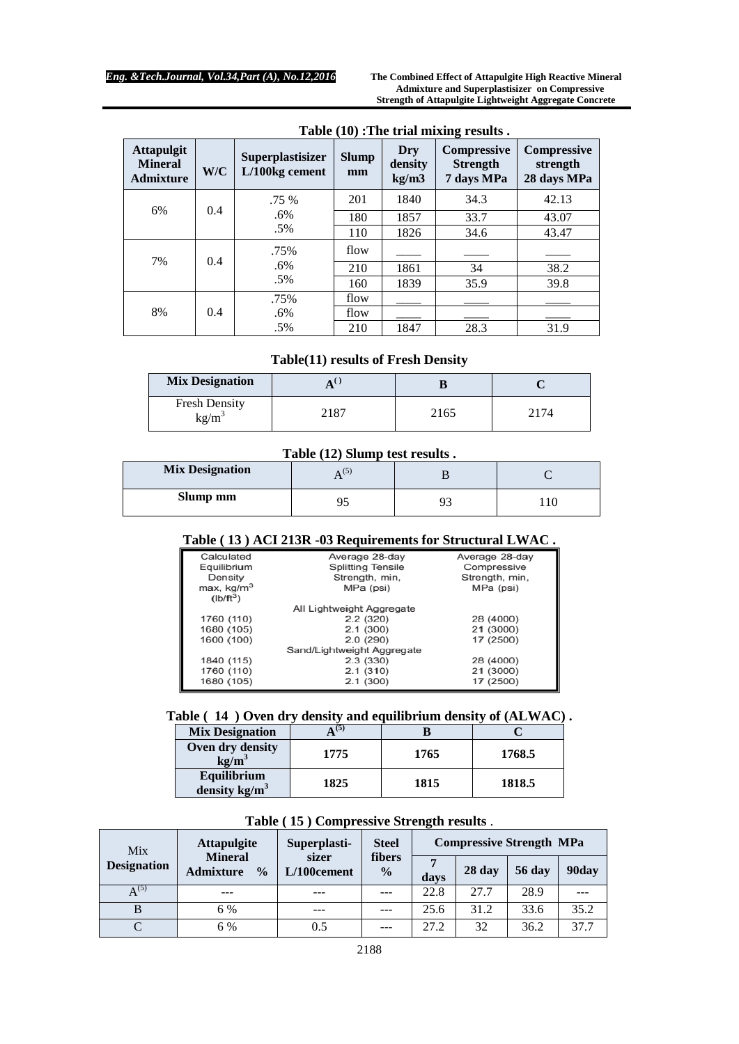**Table (10) :The trial mixing results .**

| Attapulgit Mineral Admixture | W/C | Superplastisizer L/100kg cement | Slump mm | Dry density kg/m3 | Compressive Strength 7 days MPa | Compressive strength 28 days MPa |
|---|---|---|---|---|---|---|
| 6% | 0.4 | .75 % | 201 | 1840 | 34.3 | 42.13 |
| | | .6% | 180 | 1857 | 33.7 | 43.07 |
| | | .5% | 110 | 1826 | 34.6 | 43.47 |
| 7% | 0.4 | .75% | flow | ____ | ____ | ____ |
| | | .6% | 210 | 1861 | 34 | 38.2 |
| | | .5% | 160 | 1839 | 35.9 | 39.8 |
| 8% | 0.4 | .75% | flow | ____ | ____ | ____ |
| | | .6% | flow | ____ | ____ | ____ |
| | | .5% | 210 | 1847 | 28.3 | 31.9 |

**Table(11) results of Fresh Density**

| Mix Designation | A() | B | C |
|---|---|---|---|
| Fresh Density $kg/m^3$ | 2187 | 2165 | 2174 |

**Table (12) Slump test results .**

| Mix Designation | A(5) | B | C |
|---|---|---|---|
| Slump mm | 95 | 93 | 110 |

**Table ( 13 ) ACI 213R -03 Requirements for Structural LWAC .**

| Calculated Equilibrium Density max, $kg/m^3$ ($lb/ft^3$) | Average 28-day Splitting Tensile Strength, min, MPa (psi) | Average 28-day Compressive Strength, min, MPa (psi) |
|---|---|---|
| | All Lightweight Aggregate | |
| 1760 (110) | 2.2 (320) | 28 (4000) |
| 1680 (105) | 2.1 (300) | 21 (3000) |
| 1600 (100) | 2.0 (290) | 17 (2500) |
| | Sand/Lightweight Aggregate | |
| 1840 (115) | 2.3 (330) | 28 (4000) |
| 1760 (110) | 2.1 (310) | 21 (3000) |
| 1680 (105) | 2.1 (300) | 17 (2500) |

**Table ( 14 ) Oven dry density and equilibrium density of (ALWAC) .**

| Mix Designation | A(5) | B | C |
|---|---|---|---|
| Oven dry density $kg/m^3$ | 1775 | 1765 | 1768.5 |
| Equilibrium density $kg/m^3$ | 1825 | 1815 | 1818.5 |

**Table ( 15 ) Compressive Strength results .**

| Mix Designation | Attapulgite Mineral Admixture % | Superplasti-sizer L/100cement | Steel fibers % | Compressive Strength MPa | | | |
|---|---|---|---|---|---|---|---|
| | | | | 7 days | 28 day | 56 day | 90day |
| A(5) | --- | --- | --- | 22.8 | 27.7 | 28.9 | --- |
| B | 6 % | --- | --- | 25.6 | 31.2 | 33.6 | 35.2 |
| C | 6 % | 0.5 | --- | 27.2 | 32 | 36.2 | 37.7 |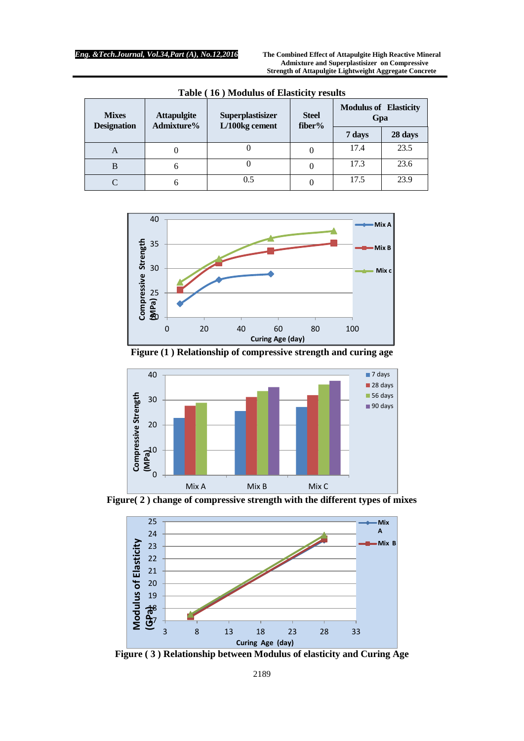Table ( 16 ) Modulus of Elasticity results

| Mixes Designation | Attapulgite Admixture% | Superplastisizer L/100kg cement | Steel fiber% | Modulus of Elasticity Gpa | |
|---|---|---|---|---|---|
| | | | | 7 days | 28 days |
| A | 0 | 0 | 0 | 17.4 | 23.5 |
| B | 6 | 0 | 0 | 17.3 | 23.6 |
| C | 6 | 0.5 | 0 | 17.5 | 23.9 |

Compressive Strength (MPa)
40
35
30
25
20
0
20
40
60
80
100
Curing Age (day)
Mix A
Mix B
Mix c

Figure (1 ) Relationship of compressive strength and curing age

Compressive Strength (MPa)
40
30
20
10
0
Mix A
Mix B
Mix C
7 days
28 days
56 days
90 days

Figure( 2 ) change of compressive strength with the different types of mixes

Modulus of Elasticity (GPa)
25
24
23
22
21
20
19
18
17
3
8
13
18
23
28
33
Curing Age (day)
Mix A
Mix B

Figure ( 3 ) Relationship between Modulus of elasticity and Curing Age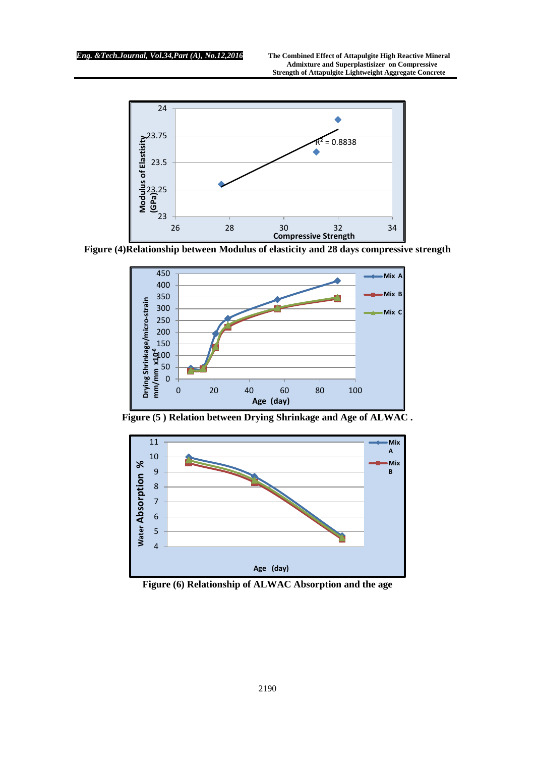24
23.75
23.5
23.25
23
Modulus of Elastisity (GPa)
$R^2 = 0.8838$
26
28
30
32
34
Compressive Strength

**Figure (4)Relationship between Modulus of elasticity and 28 days compressive strength**

450
400
350
300
250
200
150
100
50
0
Drying Shrinkage/micro-strain mm/mm x10$^{-6}$
0
20
40
60
80
100
Age (day)
Mix A
Mix B
Mix C

**Figure (5 ) Relation between Drying Shrinkage and Age of ALWAC .**

11
10
9
8
7
6
5
4
Water Absorption %
Age (day)
Mix A
Mix B

**Figure (6) Relationship of ALWAC Absorption and the age**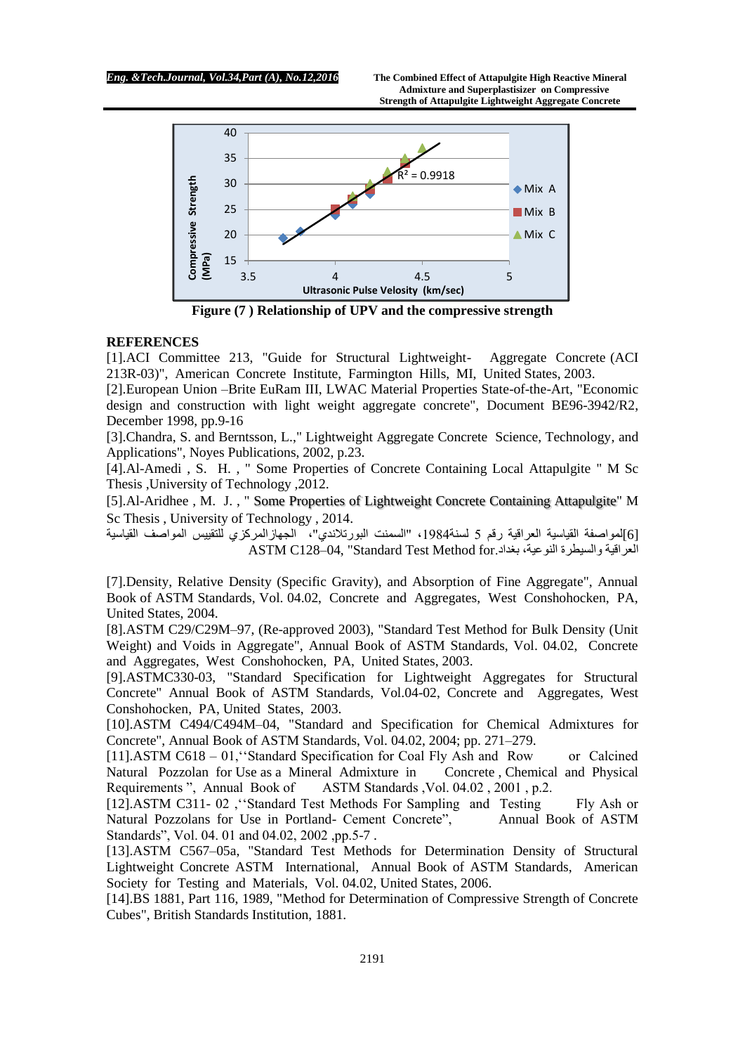40
35
30
25
20
15
3.5
4
4.5
5

$R^2 = 0.9918$

Mix A
Mix B
Mix C

Compressive Strength (MPa)

Ultrasonic Pulse Velosity (km/sec)

**Figure (7 ) Relationship of UPV and the compressive strength**

## REFERENCES

[1].ACI Committee 213, "Guide for Structural Lightweight- Aggregate Concrete (ACI 213R-03)", American Concrete Institute, Farmington Hills, MI, United States, 2003.

[2].European Union –Brite EuRam III, LWAC Material Properties State-of-the-Art, "Economic design and construction with light weight aggregate concrete", Document BE96-3942/R2, December 1998, pp.9-16

[3].Chandra, S. and Berntsson, L.," Lightweight Aggregate Concrete Science, Technology, and Applications", Noyes Publications, 2002, p.23.

[4].Al-Amedi , S. H. , " Some Properties of Concrete Containing Local Attapulgite " M Sc Thesis ,University of Technology ,2012.

[5].Al-Aridhee , M. J. , " Some Properties of Lightweight Concrete Containing Attapulgite" M Sc Thesis , University of Technology , 2014.

[6]المواصفة القياسية العراقية رقم 5 لسنة1984، "السمنت البورتلاندي"، الجهازالمركزي للتقييس المواصف القياسية العراقية والسيطرة النوعية، بغداد. ASTM C128–04, "Standard Test Method for

[7].Density, Relative Density (Specific Gravity), and Absorption of Fine Aggregate", Annual Book of ASTM Standards, Vol. 04.02, Concrete and Aggregates, West Conshohocken, PA, United States, 2004.

[8].ASTM C29/C29M–97, (Re-approved 2003), "Standard Test Method for Bulk Density (Unit Weight) and Voids in Aggregate", Annual Book of ASTM Standards, Vol. 04.02, Concrete and Aggregates, West Conshohocken, PA, United States, 2003.

[9].ASTMC330-03, "Standard Specification for Lightweight Aggregates for Structural Concrete" Annual Book of ASTM Standards, Vol.04-02, Concrete and Aggregates, West Conshohocken, PA, United States, 2003.

[10].ASTM C494/C494M–04, "Standard and Specification for Chemical Admixtures for Concrete", Annual Book of ASTM Standards, Vol. 04.02, 2004; pp. 271–279.

[11].ASTM C618 – 01,''Standard Specification for Coal Fly Ash and Row or Calcined Natural Pozzolan for Use as a Mineral Admixture in Concrete , Chemical and Physical Requirements ", Annual Book of ASTM Standards ,Vol. 04.02 , 2001 , p.2.

[12].ASTM C311- 02 ,''Standard Test Methods For Sampling and Testing Fly Ash or Natural Pozzolans for Use in Portland- Cement Concrete", Annual Book of ASTM Standards", Vol. 04. 01 and 04.02, 2002 ,pp.5-7 .

[13].ASTM C567–05a, "Standard Test Methods for Determination Density of Structural Lightweight Concrete ASTM International, Annual Book of ASTM Standards, American Society for Testing and Materials, Vol. 04.02, United States, 2006.

[14].BS 1881, Part 116, 1989, "Method for Determination of Compressive Strength of Concrete Cubes", British Standards Institution, 1881.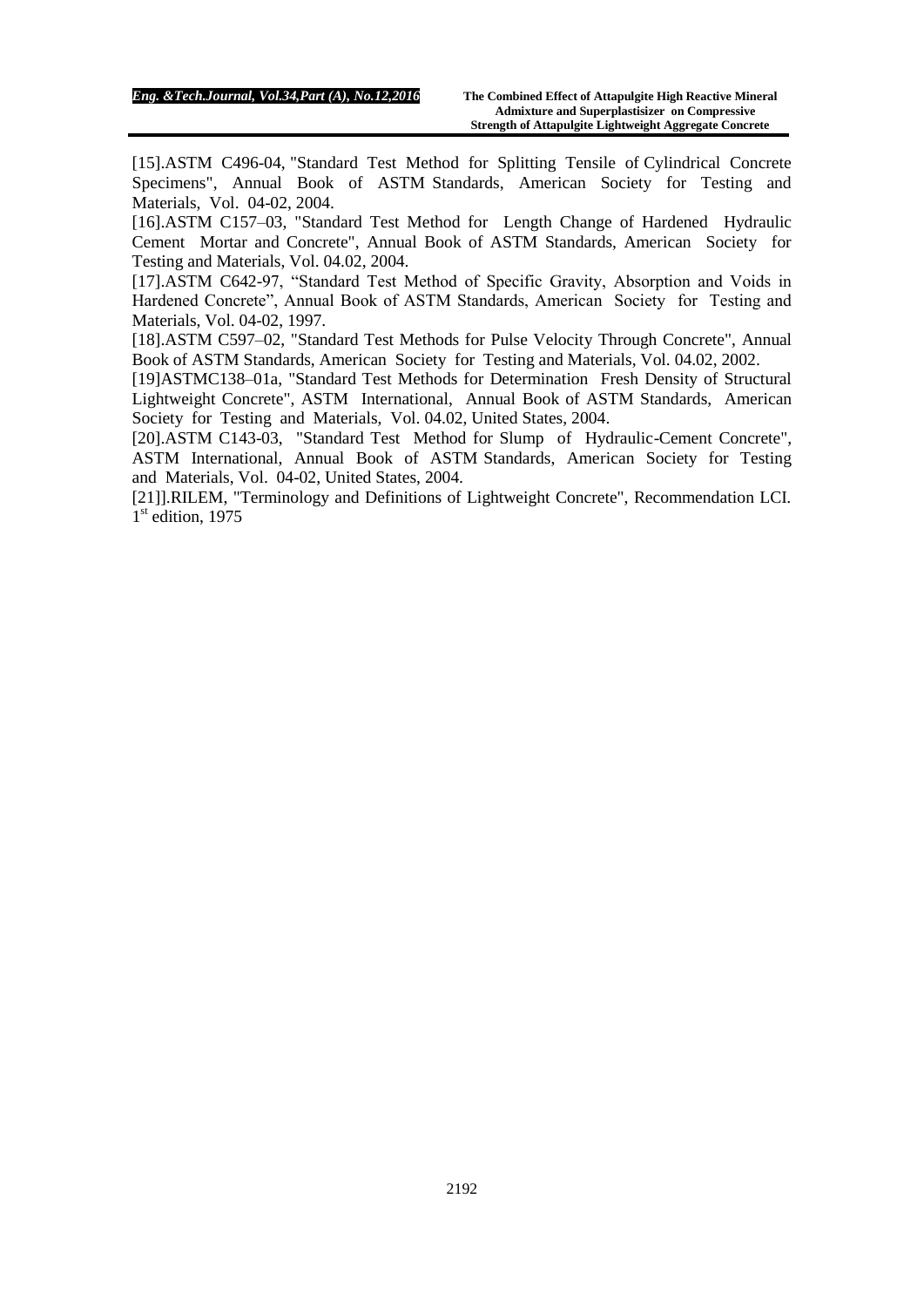[15].ASTM C496-04, "Standard Test Method for Splitting Tensile of Cylindrical Concrete Specimens", Annual Book of ASTM Standards, American Society for Testing and Materials, Vol. 04-02, 2004.

[16].ASTM C157–03, "Standard Test Method for Length Change of Hardened Hydraulic Cement Mortar and Concrete", Annual Book of ASTM Standards, American Society for Testing and Materials, Vol. 04.02, 2004.

[17].ASTM C642-97, "Standard Test Method of Specific Gravity, Absorption and Voids in Hardened Concrete", Annual Book of ASTM Standards, American Society for Testing and Materials, Vol. 04-02, 1997.

[18].ASTM C597–02, "Standard Test Methods for Pulse Velocity Through Concrete", Annual Book of ASTM Standards, American Society for Testing and Materials, Vol. 04.02, 2002.

[19]ASTMC138–01a, "Standard Test Methods for Determination Fresh Density of Structural Lightweight Concrete", ASTM International, Annual Book of ASTM Standards, American Society for Testing and Materials, Vol. 04.02, United States, 2004.

[20].ASTM C143-03, "Standard Test Method for Slump of Hydraulic-Cement Concrete", ASTM International, Annual Book of ASTM Standards, American Society for Testing and Materials, Vol. 04-02, United States, 2004.

[21]].RILEM, "Terminology and Definitions of Lightweight Concrete", Recommendation LCI. 1st edition, 1975